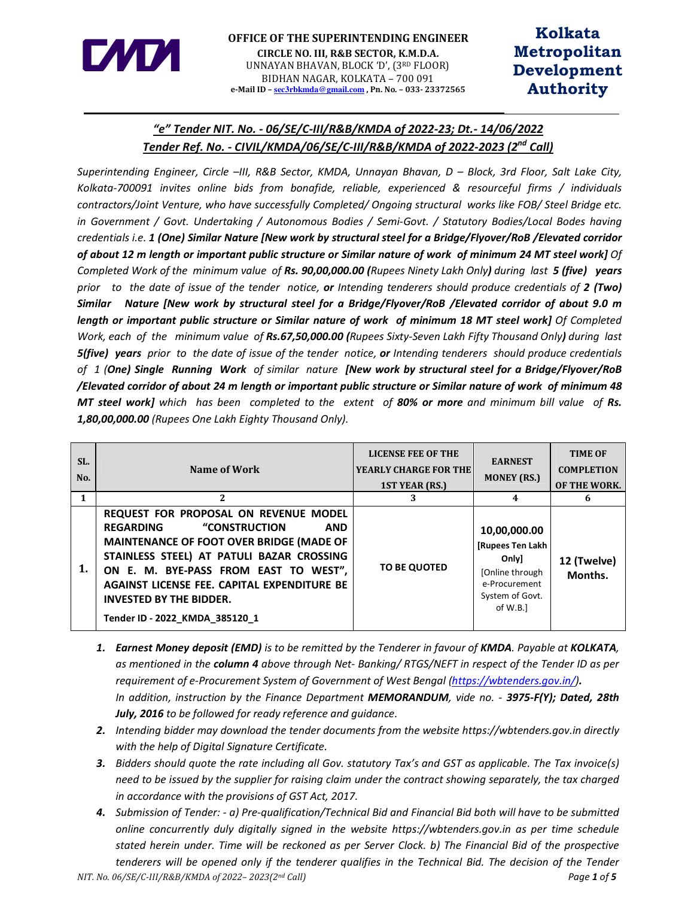**OFFICE OF THE SUPERINTENDING ENGINEER**
**CIRCLE NO. III, R&B SECTOR, K.M.D.A.**
UNNAYAN BHAVAN, BLOCK 'D', (3RD FLOOR)
BIDHAN NAGAR, KOLKATA – 700 091
**e-Mail ID – sec3rbkmda@gmail.com , Pn. No. – 033- 23372565**

**Kolkata Metropolitan Development Authority**

## *"e" Tender NIT. No. - 06/SE/C-III/R&B/KMDA of 2022-23; Dt.- 14/06/2022*
## *Tender Ref. No. - CIVIL/KMDA/06/SE/C-III/R&B/KMDA of 2022-2023 (2nd Call)*

*Superintending Engineer, Circle –III, R&B Sector, KMDA, Unnayan Bhavan, D – Block, 3rd Floor, Salt Lake City, Kolkata-700091 invites online bids from bonafide, reliable, experienced & resourceful firms / individuals contractors/Joint Venture, who have successfully Completed/ Ongoing structural works like FOB/ Steel Bridge etc. in Government / Govt. Undertaking / Autonomous Bodies / Semi-Govt. / Statutory Bodies/Local Bodes having credentials i.e.* ***1 (One) Similar Nature [New work by structural steel for a Bridge/Flyover/RoB /Elevated corridor of about 12 m length or important public structure or Similar nature of work of minimum 24 MT steel work]*** *Of Completed Work of the minimum value of* ***Rs. 90,00,000.00 (****Rupees Ninety Lakh Only****)*** *during last* ***5 (five) years*** *prior to the date of issue of the tender notice,* ***or*** *Intending tenderers should produce credentials of* ***2 (Two) Similar Nature [New work by structural steel for a Bridge/Flyover/RoB /Elevated corridor of about 9.0 m length or important public structure or Similar nature of work of minimum 18 MT steel work]*** *Of Completed Work, each of the minimum value of* ***Rs.67,50,000.00 (****Rupees Sixty-Seven Lakh Fifty Thousand Only****)*** *during last* ***5(five) years*** *prior to the date of issue of the tender notice,* ***or*** *Intending tenderers should produce credentials of 1 (****One) Single Running Work*** *of similar nature* ***[New work by structural steel for a Bridge/Flyover/RoB /Elevated corridor of about 24 m length or important public structure or Similar nature of work of minimum 48 MT steel work]*** *which has been completed to the extent of* ***80% or more*** *and minimum bill value of* ***Rs. 1,80,00,000.00*** *(Rupees One Lakh Eighty Thousand Only).*

| SL. No. | Name of Work | LICENSE FEE OF THE YEARLY CHARGE FOR THE 1ST YEAR (RS.) | EARNEST MONEY (RS.) | TIME OF COMPLETION OF THE WORK. |
|---|---|---|---|---|
| 1 | 2 | 3 | 4 | 6 |
| **1.** | **REQUEST FOR PROPOSAL ON REVENUE MODEL REGARDING "CONSTRUCTION AND MAINTENANCE OF FOOT OVER BRIDGE (MADE OF STAINLESS STEEL) AT PATULI BAZAR CROSSING ON E. M. BYE-PASS FROM EAST TO WEST", AGAINST LICENSE FEE. CAPITAL EXPENDITURE BE INVESTED BY THE BIDDER.** **Tender ID - 2022_KMDA_385120_1** | **TO BE QUOTED** | **10,00,000.00 [Rupees Ten Lakh Only]** [Online through e-Procurement System of Govt. of W.B.] | **12 (Twelve) Months.** |

1. ***Earnest Money deposit (EMD)*** *is to be remitted by the Tenderer in favour of* ***KMDA****. Payable at* ***KOLKATA****, as mentioned in the* ***column 4*** *above through Net- Banking/ RTGS/NEFT in respect of the Tender ID as per requirement of e-Procurement System of Government of West Bengal (https://wbtenders.gov.in/).*
   *In addition, instruction by the Finance Department* ***MEMORANDUM****, vide no. -* ***3975-F(Y); Dated, 28th July, 2016*** *to be followed for ready reference and guidance.*
2. *Intending bidder may download the tender documents from the website https://wbtenders.gov.in directly with the help of Digital Signature Certificate.*
3. *Bidders should quote the rate including all Gov. statutory Tax's and GST as applicable. The Tax invoice(s) need to be issued by the supplier for raising claim under the contract showing separately, the tax charged in accordance with the provisions of GST Act, 2017.*
4. *Submission of Tender: - a) Pre-qualification/Technical Bid and Financial Bid both will have to be submitted online concurrently duly digitally signed in the website https://wbtenders.gov.in as per time schedule stated herein under. Time will be reckoned as per Server Clock. b) The Financial Bid of the prospective tenderers will be opened only if the tenderer qualifies in the Technical Bid. The decision of the Tender*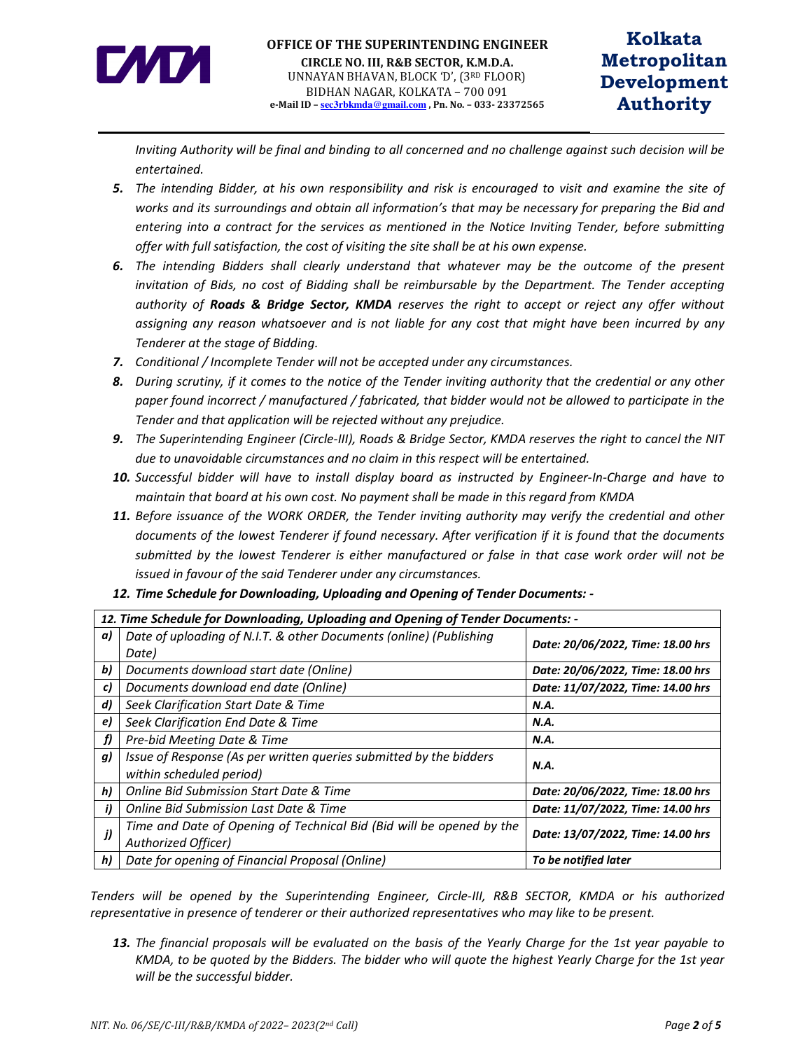*Inviting Authority will be final and binding to all concerned and no challenge against such decision will be entertained.*

5. *The intending Bidder, at his own responsibility and risk is encouraged to visit and examine the site of works and its surroundings and obtain all information's that may be necessary for preparing the Bid and entering into a contract for the services as mentioned in the Notice Inviting Tender, before submitting offer with full satisfaction, the cost of visiting the site shall be at his own expense.*
6. *The intending Bidders shall clearly understand that whatever may be the outcome of the present invitation of Bids, no cost of Bidding shall be reimbursable by the Department. The Tender accepting authority of **Roads & Bridge Sector, KMDA** reserves the right to accept or reject any offer without assigning any reason whatsoever and is not liable for any cost that might have been incurred by any Tenderer at the stage of Bidding.*
7. *Conditional / Incomplete Tender will not be accepted under any circumstances.*
8. *During scrutiny, if it comes to the notice of the Tender inviting authority that the credential or any other paper found incorrect / manufactured / fabricated, that bidder would not be allowed to participate in the Tender and that application will be rejected without any prejudice.*
9. *The Superintending Engineer (Circle-III), Roads & Bridge Sector, KMDA reserves the right to cancel the NIT due to unavoidable circumstances and no claim in this respect will be entertained.*
10. *Successful bidder will have to install display board as instructed by Engineer-In-Charge and have to maintain that board at his own cost. No payment shall be made in this regard from KMDA*
11. *Before issuance of the WORK ORDER, the Tender inviting authority may verify the credential and other documents of the lowest Tenderer if found necessary. After verification if it is found that the documents submitted by the lowest Tenderer is either manufactured or false in that case work order will not be issued in favour of the said Tenderer under any circumstances.*
12. ***Time Schedule for Downloading, Uploading and Opening of Tender Documents: -***

| ***12. Time Schedule for Downloading, Uploading and Opening of Tender Documents: -*** | | |
|---|---|---|
| ***a)*** | *Date of uploading of N.I.T. & other Documents (online) (Publishing Date)* | ***Date: 20/06/2022, Time: 18.00 hrs*** |
| ***b)*** | *Documents download start date (Online)* | ***Date: 20/06/2022, Time: 18.00 hrs*** |
| ***c)*** | *Documents download end date (Online)* | ***Date: 11/07/2022, Time: 14.00 hrs*** |
| ***d)*** | *Seek Clarification Start Date & Time* | ***N.A.*** |
| ***e)*** | *Seek Clarification End Date & Time* | ***N.A.*** |
| ***f)*** | *Pre-bid Meeting Date & Time* | ***N.A.*** |
| ***g)*** | *Issue of Response (As per written queries submitted by the bidders within scheduled period)* | ***N.A.*** |
| ***h)*** | *Online Bid Submission Start Date & Time* | ***Date: 20/06/2022, Time: 18.00 hrs*** |
| ***i)*** | *Online Bid Submission Last Date & Time* | ***Date: 11/07/2022, Time: 14.00 hrs*** |
| ***j)*** | *Time and Date of Opening of Technical Bid (Bid will be opened by the Authorized Officer)* | ***Date: 13/07/2022, Time: 14.00 hrs*** |
| ***h)*** | *Date for opening of Financial Proposal (Online)* | ***To be notified later*** |

*Tenders will be opened by the Superintending Engineer, Circle-III, R&B SECTOR, KMDA or his authorized representative in presence of tenderer or their authorized representatives who may like to be present.*

13. *The financial proposals will be evaluated on the basis of the Yearly Charge for the 1st year payable to KMDA, to be quoted by the Bidders. The bidder who will quote the highest Yearly Charge for the 1st year will be the successful bidder.*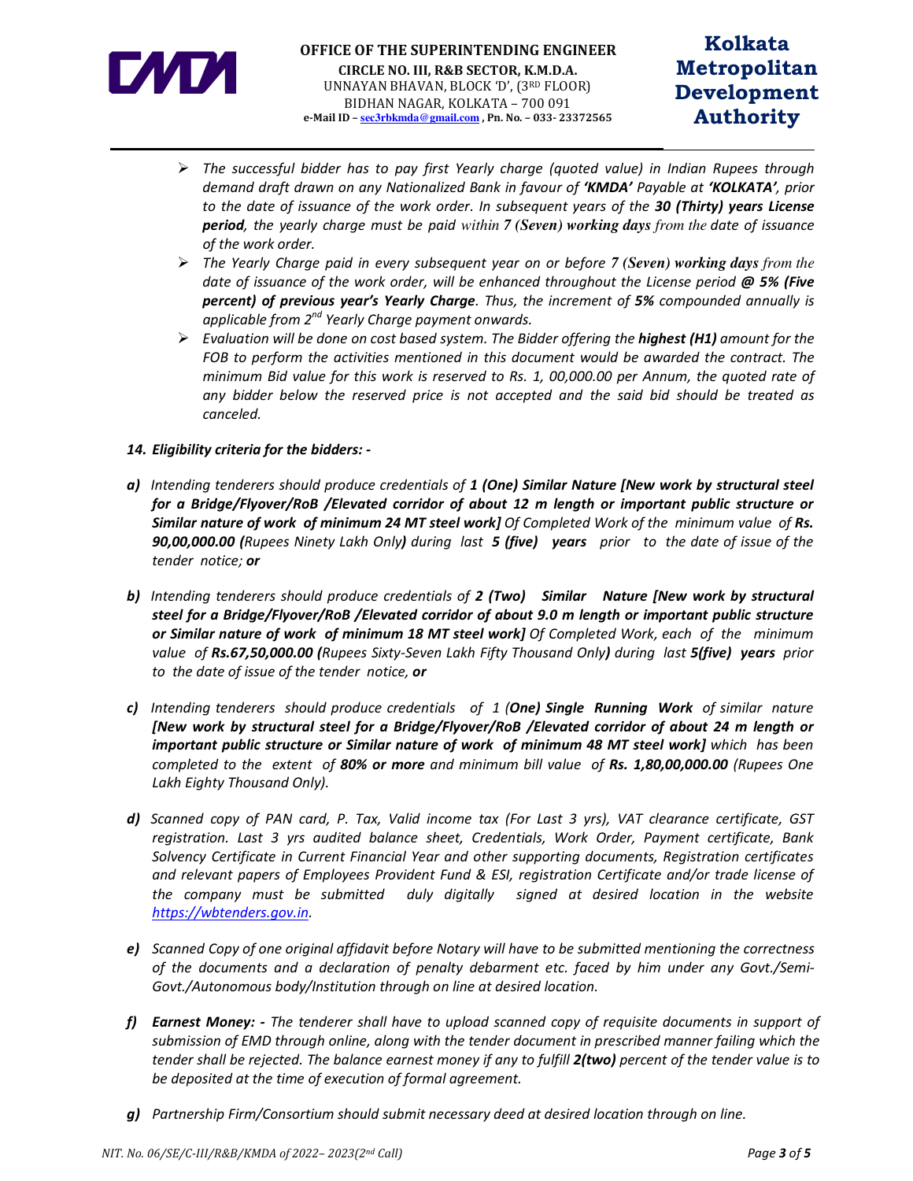- *The successful bidder has to pay first Yearly charge (quoted value) in Indian Rupees through demand draft drawn on any Nationalized Bank in favour of **'KMDA'** Payable at **'KOLKATA'**, prior to the date of issuance of the work order. In subsequent years of the **30 (Thirty) years License period**, the yearly charge must be paid within **7 (Seven) working days** from the date of issuance of the work order.*
- *The Yearly Charge paid in every subsequent year on or before **7 (Seven) working days** from the date of issuance of the work order, will be enhanced throughout the License period **@ 5% (Five percent) of previous year's Yearly Charge**. Thus, the increment of **5%** compounded annually is applicable from 2nd Yearly Charge payment onwards.*
- *Evaluation will be done on cost based system. The Bidder offering the **highest (H1)** amount for the FOB to perform the activities mentioned in this document would be awarded the contract. The minimum Bid value for this work is reserved to Rs. 1, 00,000.00 per Annum, the quoted rate of any bidder below the reserved price is not accepted and the said bid should be treated as canceled.*

***14. Eligibility criteria for the bidders: -***

***a)*** *Intending tenderers should produce credentials of **1 (One) Similar Nature [New work by structural steel for a Bridge/Flyover/RoB /Elevated corridor of about 12 m length or important public structure or Similar nature of work of minimum 24 MT steel work]** Of Completed Work of the minimum value of **Rs. 90,00,000.00 (**Rupees Ninety Lakh Only**)** during last **5 (five) years** prior to the date of issue of the tender notice; **or***

***b)*** *Intending tenderers should produce credentials of **2 (Two) Similar Nature [New work by structural steel for a Bridge/Flyover/RoB /Elevated corridor of about 9.0 m length or important public structure or Similar nature of work of minimum 18 MT steel work]** Of Completed Work, each of the minimum value of **Rs.67,50,000.00 (**Rupees Sixty-Seven Lakh Fifty Thousand Only**)** during last **5(five) years** prior to the date of issue of the tender notice, **or***

***c)*** *Intending tenderers should produce credentials of 1 (**One) Single Running Work** of similar nature **[New work by structural steel for a Bridge/Flyover/RoB /Elevated corridor of about 24 m length or important public structure or Similar nature of work of minimum 48 MT steel work]** which has been completed to the extent of **80% or more** and minimum bill value of **Rs. 1,80,00,000.00** (Rupees One Lakh Eighty Thousand Only).*

***d)*** *Scanned copy of PAN card, P. Tax, Valid income tax (For Last 3 yrs), VAT clearance certificate, GST registration. Last 3 yrs audited balance sheet, Credentials, Work Order, Payment certificate, Bank Solvency Certificate in Current Financial Year and other supporting documents, Registration certificates and relevant papers of Employees Provident Fund & ESI, registration Certificate and/or trade license of the company must be submitted duly digitally signed at desired location in the website https://wbtenders.gov.in.*

***e)*** *Scanned Copy of one original affidavit before Notary will have to be submitted mentioning the correctness of the documents and a declaration of penalty debarment etc. faced by him under any Govt./Semi-Govt./Autonomous body/Institution through on line at desired location.*

***f)*** ***Earnest Money: -*** *The tenderer shall have to upload scanned copy of requisite documents in support of submission of EMD through online, along with the tender document in prescribed manner failing which the tender shall be rejected. The balance earnest money if any to fulfill **2(two)** percent of the tender value is to be deposited at the time of execution of formal agreement.*

***g)*** *Partnership Firm/Consortium should submit necessary deed at desired location through on line.*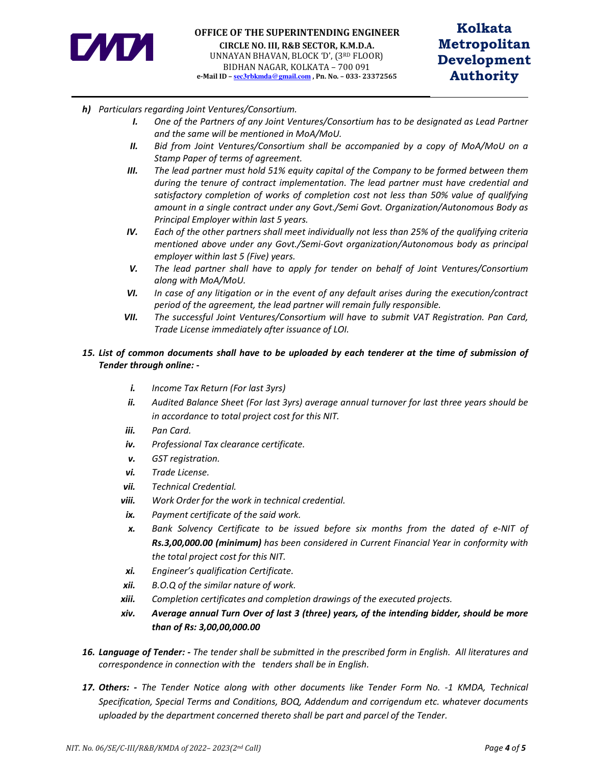- ***h)*** *Particulars regarding Joint Ventures/Consortium.*
  - ***I.*** *One of the Partners of any Joint Ventures/Consortium has to be designated as Lead Partner and the same will be mentioned in MoA/MoU.*
  - ***II.*** *Bid from Joint Ventures/Consortium shall be accompanied by a copy of MoA/MoU on a Stamp Paper of terms of agreement.*
  - ***III.*** *The lead partner must hold 51% equity capital of the Company to be formed between them during the tenure of contract implementation. The lead partner must have credential and satisfactory completion of works of completion cost not less than 50% value of qualifying amount in a single contract under any Govt./Semi Govt. Organization/Autonomous Body as Principal Employer within last 5 years.*
  - ***IV.*** *Each of the other partners shall meet individually not less than 25% of the qualifying criteria mentioned above under any Govt./Semi-Govt organization/Autonomous body as principal employer within last 5 (Five) years.*
  - ***V.*** *The lead partner shall have to apply for tender on behalf of Joint Ventures/Consortium along with MoA/MoU.*
  - ***VI.*** *In case of any litigation or in the event of any default arises during the execution/contract period of the agreement, the lead partner will remain fully responsible.*
  - ***VII.*** *The successful Joint Ventures/Consortium will have to submit VAT Registration. Pan Card, Trade License immediately after issuance of LOI.*

***15. List of common documents shall have to be uploaded by each tenderer at the time of submission of Tender through online: -***

- ***i.*** *Income Tax Return (For last 3yrs)*
- ***ii.*** *Audited Balance Sheet (For last 3yrs) average annual turnover for last three years should be in accordance to total project cost for this NIT.*
- ***iii.*** *Pan Card.*
- ***iv.*** *Professional Tax clearance certificate.*
- ***v.*** *GST registration.*
- ***vi.*** *Trade License.*
- ***vii.*** *Technical Credential.*
- ***viii.*** *Work Order for the work in technical credential.*
- ***ix.*** *Payment certificate of the said work.*
- ***x.*** *Bank Solvency Certificate to be issued before six months from the dated of e-NIT of **Rs.3,00,000.00 (minimum)** has been considered in Current Financial Year in conformity with the total project cost for this NIT.*
- ***xi.*** *Engineer's qualification Certificate.*
- ***xii.*** *B.O.Q of the similar nature of work.*
- ***xiii.*** *Completion certificates and completion drawings of the executed projects.*
- ***xiv.*** ***Average annual Turn Over of last 3 (three) years, of the intending bidder, should be more than of Rs: 3,00,00,000.00***

***16. Language of Tender: -*** *The tender shall be submitted in the prescribed form in English. All literatures and correspondence in connection with the tenders shall be in English.*

***17. Others: -*** *The Tender Notice along with other documents like Tender Form No. -1 KMDA, Technical Specification, Special Terms and Conditions, BOQ, Addendum and corrigendum etc. whatever documents uploaded by the department concerned thereto shall be part and parcel of the Tender.*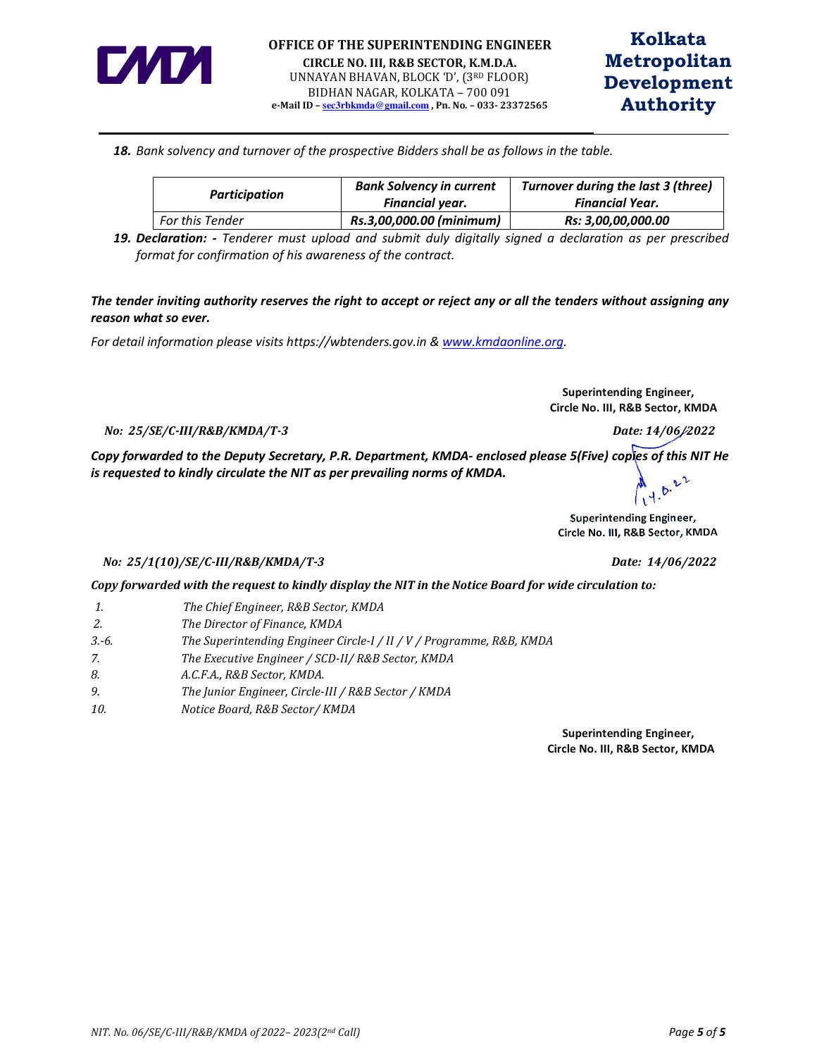**OFFICE OF THE SUPERINTENDING ENGINEER**
**CIRCLE NO. III, R&B SECTOR, K.M.D.A.**
UNNAYAN BHAVAN, BLOCK 'D', (3RD FLOOR)
BIDHAN NAGAR, KOLKATA – 700 091
**e-Mail ID – sec3rbkmda@gmail.com , Pn. No. – 033- 23372565**

**Kolkata Metropolitan Development Authority**

*18. Bank solvency and turnover of the prospective Bidders shall be as follows in the table.*

| ***Participation*** | ***Bank Solvency in current Financial year.*** | ***Turnover during the last 3 (three) Financial Year.*** |
|---|---|---|
| *For this Tender* | ***Rs.3,00,000.00 (minimum)*** | ***Rs: 3,00,00,000.00*** |

***19. Declaration: -*** *Tenderer must upload and submit duly digitally signed a declaration as per prescribed format for confirmation of his awareness of the contract.*

***The tender inviting authority reserves the right to accept or reject any or all the tenders without assigning any reason what so ever.***

*For detail information please visits https://wbtenders.gov.in & www.kmdaonline.org.*

**Superintending Engineer,**
**Circle No. III, R&B Sector, KMDA**

***No: 25/SE/C-III/R&B/KMDA/T-3*** ***Date: 14/06/2022***

***Copy forwarded to the Deputy Secretary, P.R. Department, KMDA- enclosed please 5(Five) copies of this NIT He is requested to kindly circulate the NIT as per prevailing norms of KMDA.***

14.6.22

**Superintending Engineer,**
**Circle No. III, R&B Sector, KMDA**

***No: 25/1(10)/SE/C-III/R&B/KMDA/T-3*** ***Date: 14/06/2022***

***Copy forwarded with the request to kindly display the NIT in the Notice Board for wide circulation to:***

*1. The Chief Engineer, R&B Sector, KMDA*
*2. The Director of Finance, KMDA*
*3.-6. The Superintending Engineer Circle-I / II / V / Programme, R&B, KMDA*
*7. The Executive Engineer / SCD-II/ R&B Sector, KMDA*
*8. A.C.F.A., R&B Sector, KMDA.*
*9. The Junior Engineer, Circle-III / R&B Sector / KMDA*
*10. Notice Board, R&B Sector/ KMDA*

**Superintending Engineer,**
**Circle No. III, R&B Sector, KMDA**

*NIT. No. 06/SE/C-III/R&B/KMDA of 2022– 2023(2nd Call)*